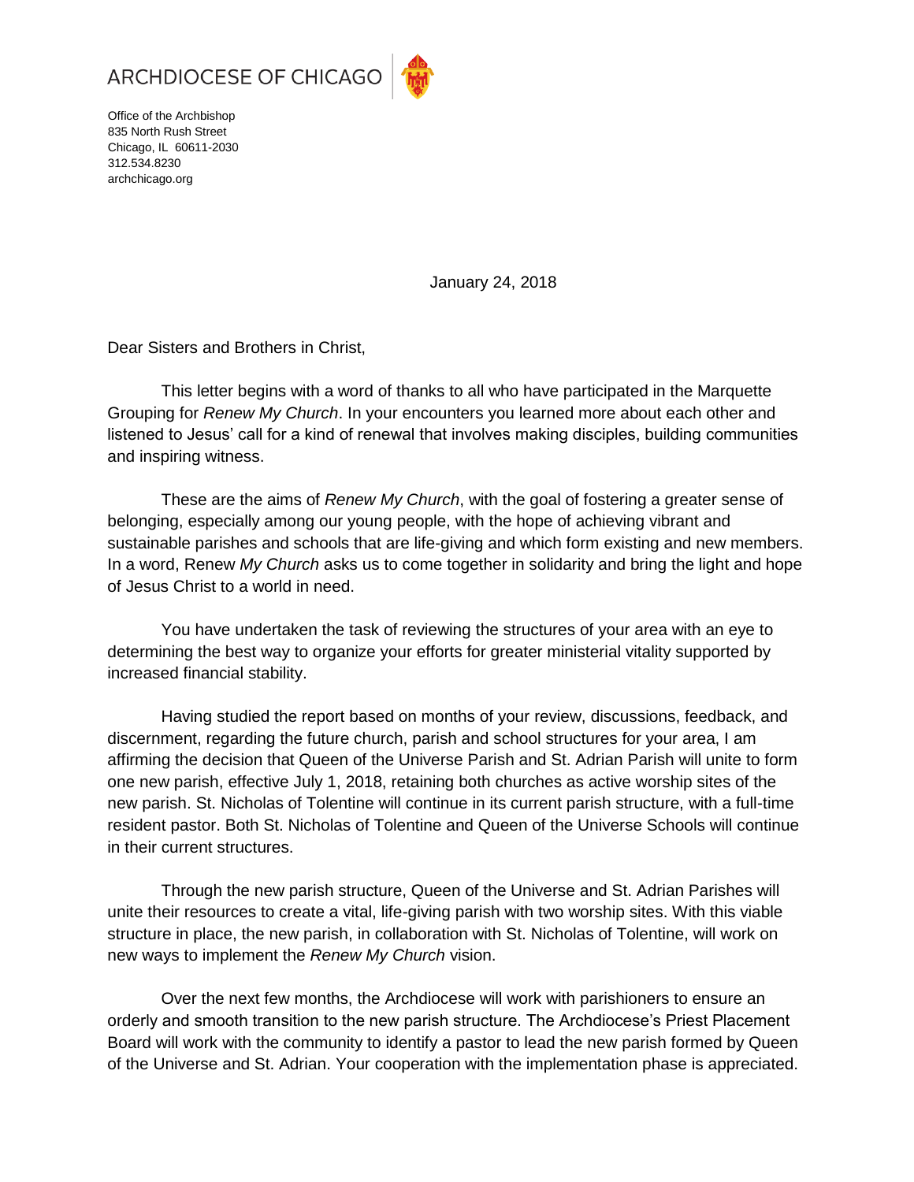ARCHDIOCESE OF CHICAGO

Office of the Archbishop
835 North Rush Street
Chicago, IL 60611-2030
312.534.8230
archchicago.org

January 24, 2018

Dear Sisters and Brothers in Christ,

This letter begins with a word of thanks to all who have participated in the Marquette Grouping for *Renew My Church*. In your encounters you learned more about each other and listened to Jesus' call for a kind of renewal that involves making disciples, building communities and inspiring witness.

These are the aims of *Renew My Church*, with the goal of fostering a greater sense of belonging, especially among our young people, with the hope of achieving vibrant and sustainable parishes and schools that are life-giving and which form existing and new members. In a word, Renew *My Church* asks us to come together in solidarity and bring the light and hope of Jesus Christ to a world in need.

You have undertaken the task of reviewing the structures of your area with an eye to determining the best way to organize your efforts for greater ministerial vitality supported by increased financial stability.

Having studied the report based on months of your review, discussions, feedback, and discernment, regarding the future church, parish and school structures for your area, I am affirming the decision that Queen of the Universe Parish and St. Adrian Parish will unite to form one new parish, effective July 1, 2018, retaining both churches as active worship sites of the new parish. St. Nicholas of Tolentine will continue in its current parish structure, with a full-time resident pastor. Both St. Nicholas of Tolentine and Queen of the Universe Schools will continue in their current structures.

Through the new parish structure, Queen of the Universe and St. Adrian Parishes will unite their resources to create a vital, life-giving parish with two worship sites. With this viable structure in place, the new parish, in collaboration with St. Nicholas of Tolentine, will work on new ways to implement the *Renew My Church* vision.

Over the next few months, the Archdiocese will work with parishioners to ensure an orderly and smooth transition to the new parish structure. The Archdiocese's Priest Placement Board will work with the community to identify a pastor to lead the new parish formed by Queen of the Universe and St. Adrian. Your cooperation with the implementation phase is appreciated.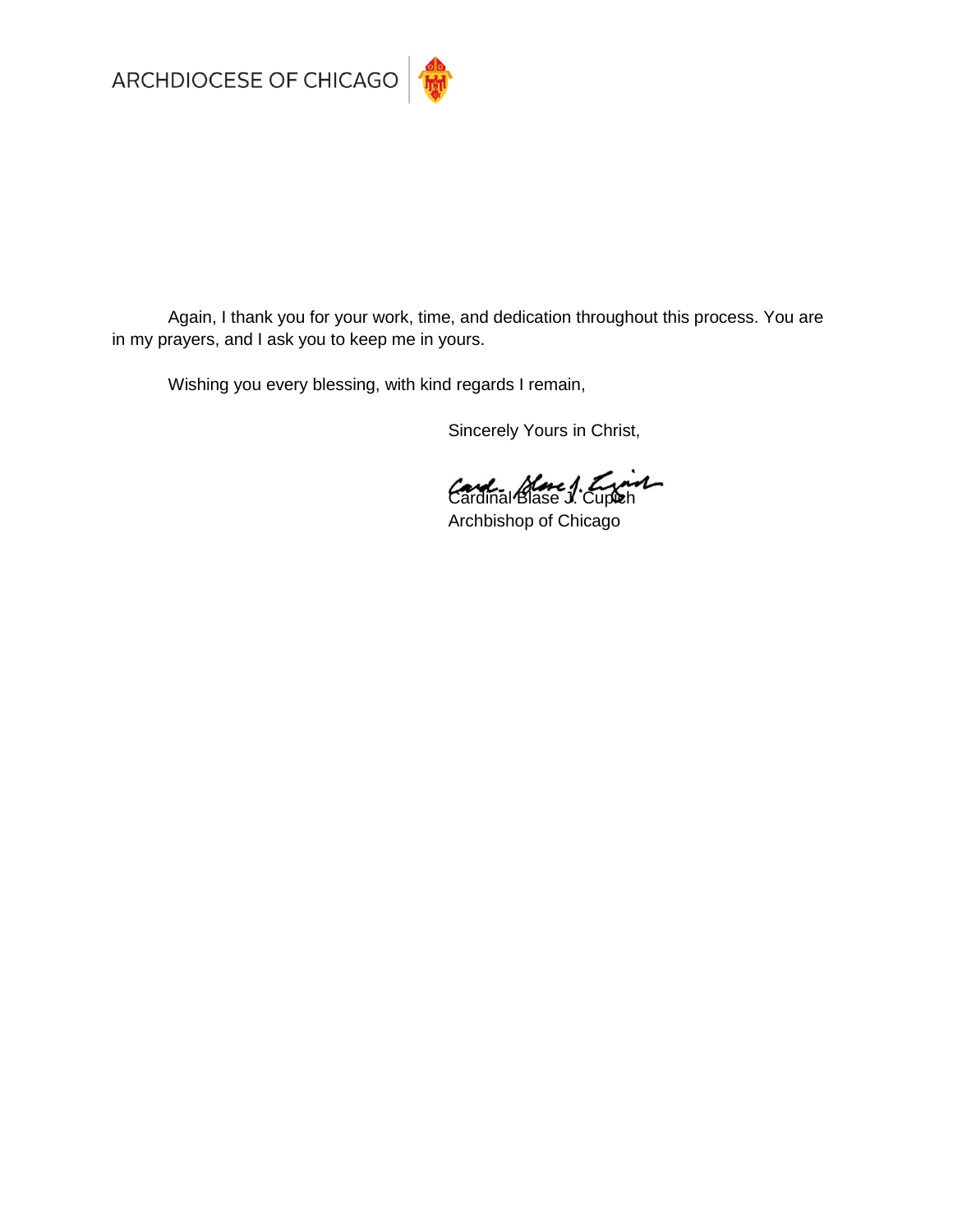ARCHDIOCESE OF CHICAGO

Again, I thank you for your work, time, and dedication throughout this process. You are in my prayers, and I ask you to keep me in yours.

Wishing you every blessing, with kind regards I remain,

Sincerely Yours in Christ,

Cardinal Blase J. Cupich
Archbishop of Chicago